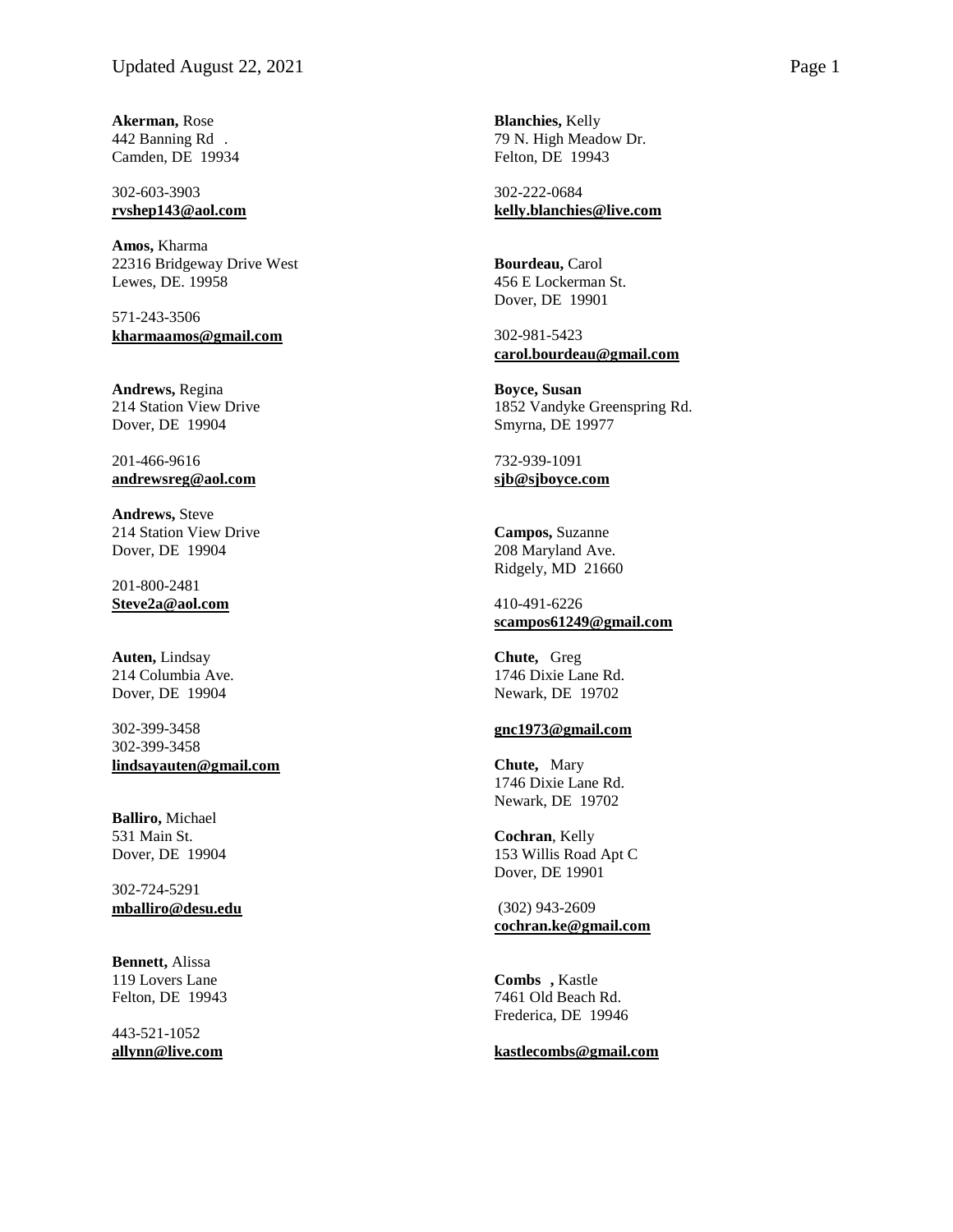**Akerman,** Rose
442 Banning Rd .
Camden, DE 19934

302-603-3903
**rvshep143@aol.com**

**Amos,** Kharma
22316 Bridgeway Drive West
Lewes, DE. 19958

571-243-3506
**kharmaamos@gmail.com**

**Andrews,** Regina
214 Station View Drive
Dover, DE 19904

201-466-9616
**andrewsreg@aol.com**

**Andrews,** Steve
214 Station View Drive
Dover, DE 19904

201-800-2481
**Steve2a@aol.com**

**Auten,** Lindsay
214 Columbia Ave.
Dover, DE 19904

302-399-3458
302-399-3458
**lindsayauten@gmail.com**

**Balliro,** Michael
531 Main St.
Dover, DE 19904

302-724-5291
**mballiro@desu.edu**

**Bennett,** Alissa
119 Lovers Lane
Felton, DE 19943

443-521-1052
**allynn@live.com**

**Blanchies,** Kelly
79 N. High Meadow Dr.
Felton, DE 19943

302-222-0684
**kelly.blanchies@live.com**

**Bourdeau,** Carol
456 E Lockerman St.
Dover, DE 19901

302-981-5423
**carol.bourdeau@gmail.com**

**Boyce, Susan**
1852 Vandyke Greenspring Rd.
Smyrna, DE 19977

732-939-1091
**sjb@sjboyce.com**

**Campos,** Suzanne
208 Maryland Ave.
Ridgely, MD 21660

410-491-6226
**scampos61249@gmail.com**

**Chute,** Greg
1746 Dixie Lane Rd.
Newark, DE 19702

**gnc1973@gmail.com**

**Chute,** Mary
1746 Dixie Lane Rd.
Newark, DE 19702

**Cochran**, Kelly
153 Willis Road Apt C
Dover, DE 19901

(302) 943-2609
**cochran.ke@gmail.com**

**Combs ,** Kastle
7461 Old Beach Rd.
Frederica, DE 19946

**kastlecombs@gmail.com**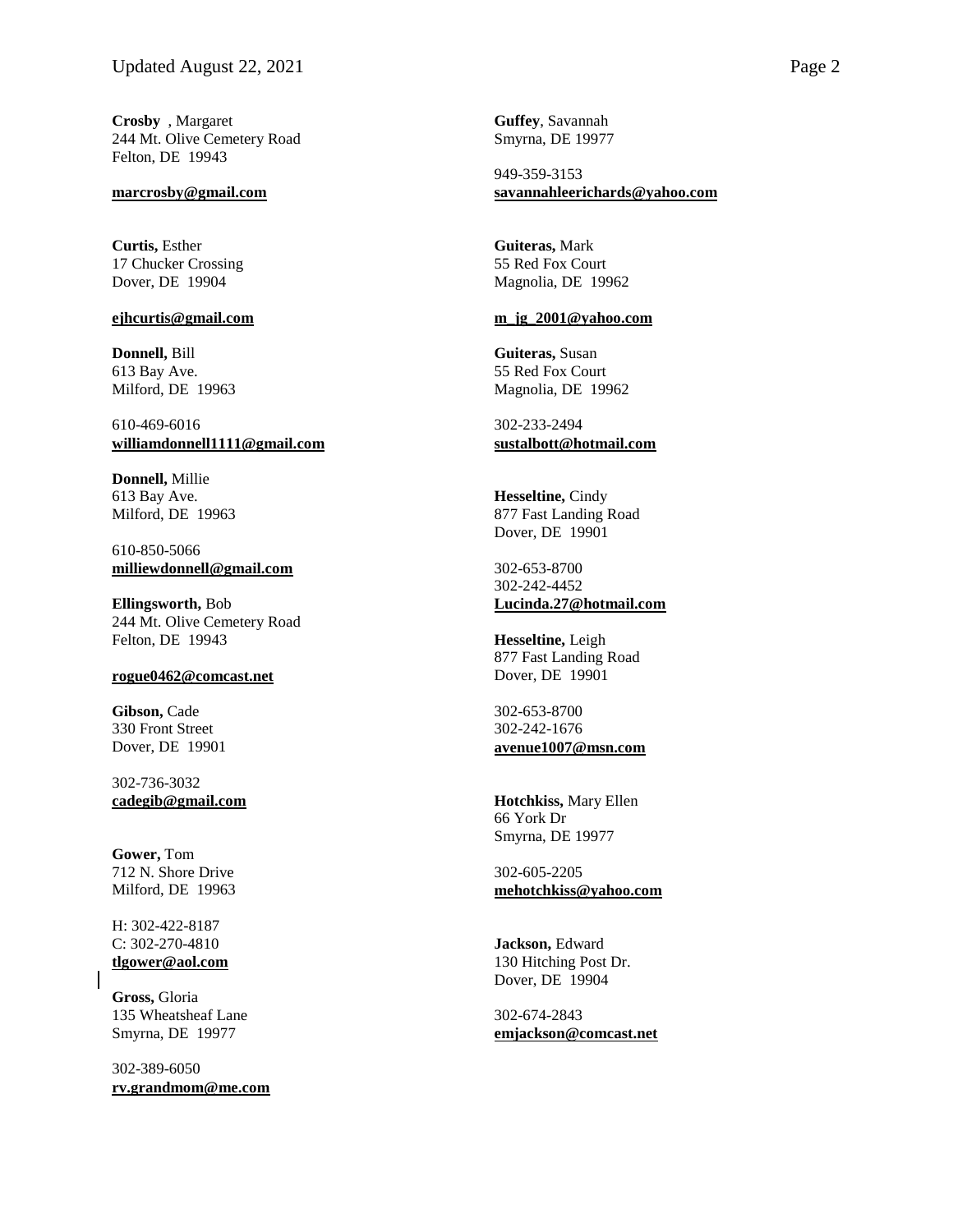**Crosby** , Margaret
244 Mt. Olive Cemetery Road
Felton, DE 19943

**marcrosby@gmail.com**

**Curtis,** Esther
17 Chucker Crossing
Dover, DE 19904

**ejhcurtis@gmail.com**

**Donnell,** Bill
613 Bay Ave.
Milford, DE 19963

610-469-6016
**williamdonnell1111@gmail.com**

**Donnell,** Millie
613 Bay Ave.
Milford, DE 19963

610-850-5066
**milliewdonnell@gmail.com**

**Ellingsworth,** Bob
244 Mt. Olive Cemetery Road
Felton, DE 19943

**rogue0462@comcast.net**

**Gibson,** Cade
330 Front Street
Dover, DE 19901

302-736-3032
**cadegib@gmail.com**

**Gower,** Tom
712 N. Shore Drive
Milford, DE 19963

H: 302-422-8187
C: 302-270-4810
**tlgower@aol.com**

**Gross,** Gloria
135 Wheatsheaf Lane
Smyrna, DE 19977

302-389-6050
**rv.grandmom@me.com**

**Guffey**, Savannah
Smyrna, DE 19977

949-359-3153
**savannahleerichards@yahoo.com**

**Guiteras,** Mark
55 Red Fox Court
Magnolia, DE 19962

**m_jg_2001@yahoo.com**

**Guiteras,** Susan
55 Red Fox Court
Magnolia, DE 19962

302-233-2494
**sustalbott@hotmail.com**

**Hesseltine,** Cindy
877 Fast Landing Road
Dover, DE 19901

302-653-8700
302-242-4452
**Lucinda.27@hotmail.com**

**Hesseltine,** Leigh
877 Fast Landing Road
Dover, DE 19901

302-653-8700
302-242-1676
**avenue1007@msn.com**

**Hotchkiss,** Mary Ellen
66 York Dr
Smyrna, DE 19977

302-605-2205
**mehotchkiss@yahoo.com**

**Jackson,** Edward
130 Hitching Post Dr.
Dover, DE 19904

302-674-2843
**emjackson@comcast.net**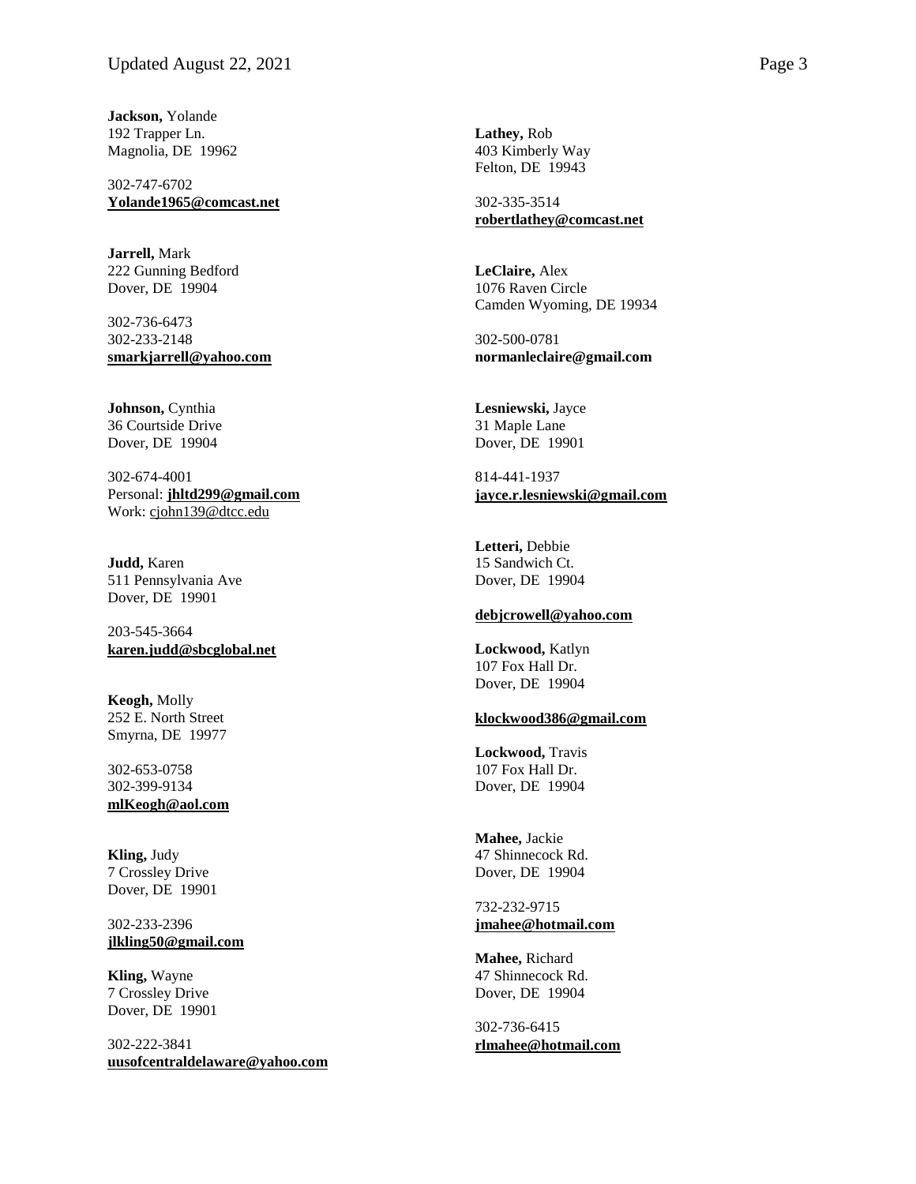**Jackson,** Yolande
192 Trapper Ln.
Magnolia, DE 19962

302-747-6702
**Yolande1965@comcast.net**

**Jarrell,** Mark
222 Gunning Bedford
Dover, DE 19904

302-736-6473
302-233-2148
**smarkjarrell@yahoo.com**

**Johnson,** Cynthia
36 Courtside Drive
Dover, DE 19904

302-674-4001
Personal: **jhltd299@gmail.com**
Work: cjohn139@dtcc.edu

**Judd,** Karen
511 Pennsylvania Ave
Dover, DE 19901

203-545-3664
**karen.judd@sbcglobal.net**

**Keogh,** Molly
252 E. North Street
Smyrna, DE 19977

302-653-0758
302-399-9134
**mlKeogh@aol.com**

**Kling,** Judy
7 Crossley Drive
Dover, DE 19901

302-233-2396
**jlkling50@gmail.com**

**Kling,** Wayne
7 Crossley Drive
Dover, DE 19901

302-222-3841
**uusofcentraldelaware@yahoo.com**

**Lathey,** Rob
403 Kimberly Way
Felton, DE 19943

302-335-3514
**robertlathey@comcast.net**

**LeClaire,** Alex
1076 Raven Circle
Camden Wyoming, DE 19934

302-500-0781
**normanleclaire@gmail.com**

**Lesniewski,** Jayce
31 Maple Lane
Dover, DE 19901

814-441-1937
**jayce.r.lesniewski@gmail.com**

**Letteri,** Debbie
15 Sandwich Ct.
Dover, DE 19904

**debjcrowell@yahoo.com**

**Lockwood,** Katlyn
107 Fox Hall Dr.
Dover, DE 19904

**klockwood386@gmail.com**

**Lockwood,** Travis
107 Fox Hall Dr.
Dover, DE 19904

**Mahee,** Jackie
47 Shinnecock Rd.
Dover, DE 19904

732-232-9715
**jmahee@hotmail.com**

**Mahee,** Richard
47 Shinnecock Rd.
Dover, DE 19904

302-736-6415
**rlmahee@hotmail.com**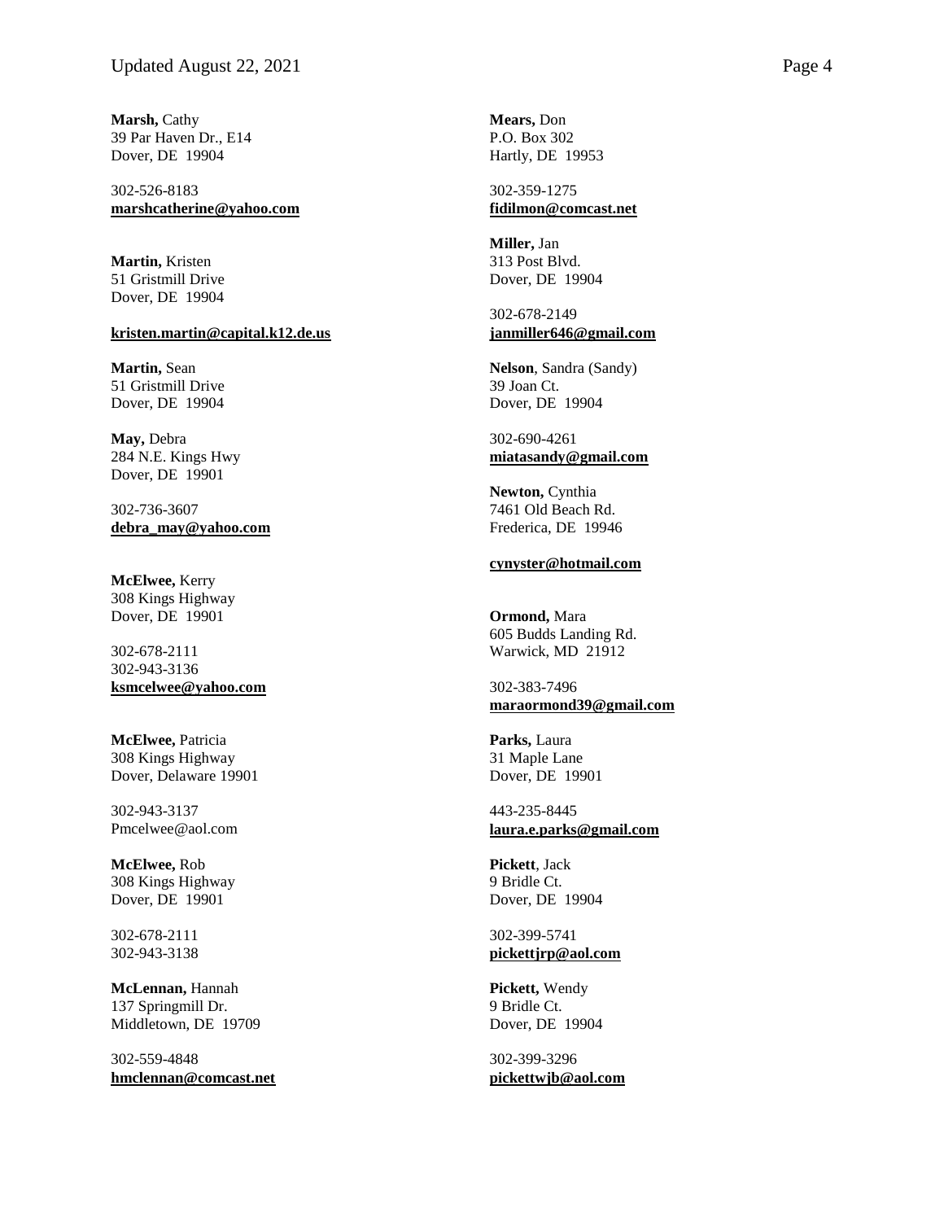**Marsh,** Cathy
39 Par Haven Dr., E14
Dover, DE 19904

302-526-8183
**marshcatherine@yahoo.com**

**Martin,** Kristen
51 Gristmill Drive
Dover, DE 19904

**kristen.martin@capital.k12.de.us**

**Martin,** Sean
51 Gristmill Drive
Dover, DE 19904

**May,** Debra
284 N.E. Kings Hwy
Dover, DE 19901

302-736-3607
**debra_may@yahoo.com**

**McElwee,** Kerry
308 Kings Highway
Dover, DE 19901

302-678-2111
302-943-3136
**ksmcelwee@yahoo.com**

**McElwee,** Patricia
308 Kings Highway
Dover, Delaware 19901

302-943-3137
Pmcelwee@aol.com

**McElwee,** Rob
308 Kings Highway
Dover, DE 19901

302-678-2111
302-943-3138

**McLennan,** Hannah
137 Springmill Dr.
Middletown, DE 19709

302-559-4848
**hmclennan@comcast.net**

**Mears,** Don
P.O. Box 302
Hartly, DE 19953

302-359-1275
**fidilmon@comcast.net**

**Miller,** Jan
313 Post Blvd.
Dover, DE 19904

302-678-2149
**janmiller646@gmail.com**

**Nelson**, Sandra (Sandy)
39 Joan Ct.
Dover, DE 19904

302-690-4261
**miatasandy@gmail.com**

**Newton,** Cynthia
7461 Old Beach Rd.
Frederica, DE 19946

**cynyster@hotmail.com**

**Ormond,** Mara
605 Budds Landing Rd.
Warwick, MD 21912

302-383-7496
**maraormond39@gmail.com**

**Parks,** Laura
31 Maple Lane
Dover, DE 19901

443-235-8445
**laura.e.parks@gmail.com**

**Pickett**, Jack
9 Bridle Ct.
Dover, DE 19904

302-399-5741
**pickettjrp@aol.com**

**Pickett,** Wendy
9 Bridle Ct.
Dover, DE 19904

302-399-3296
**pickettwjb@aol.com**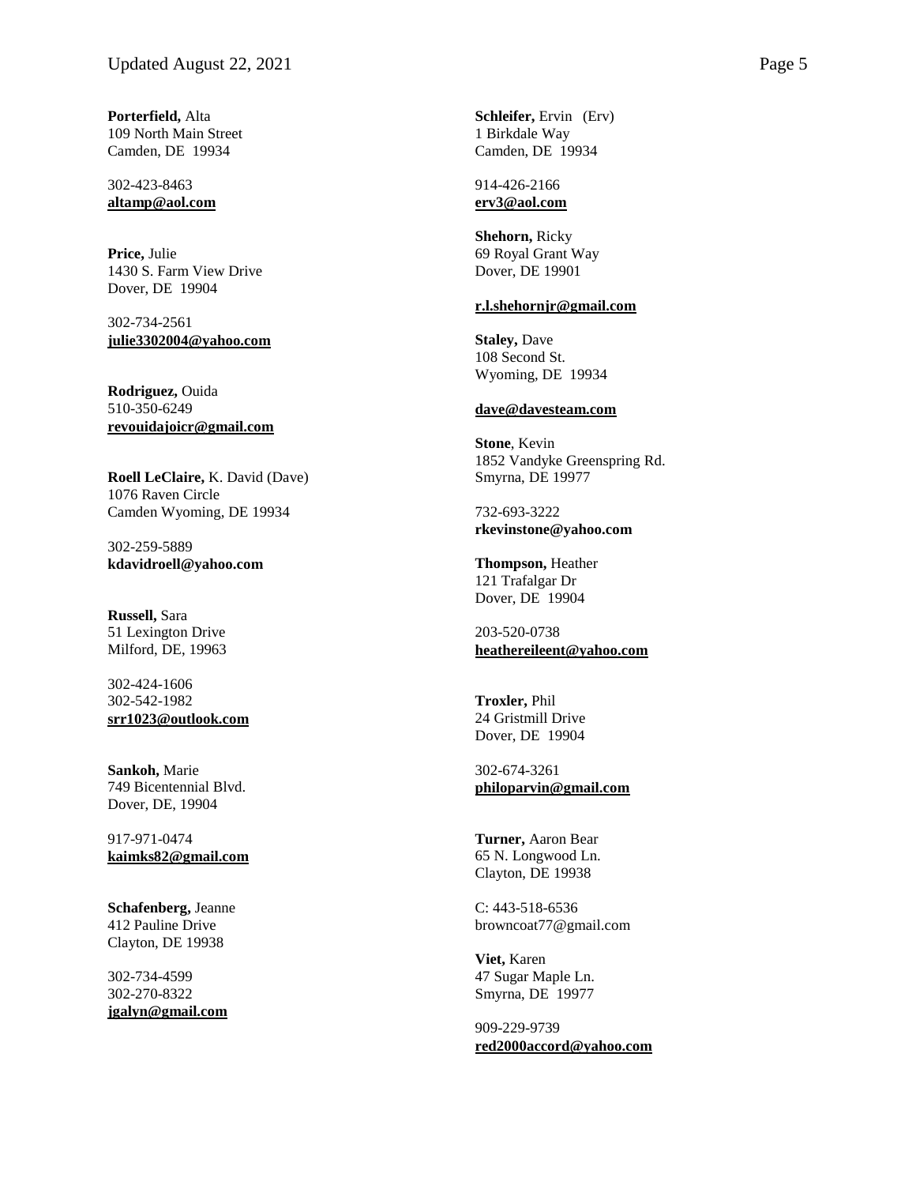**Porterfield,** Alta
109 North Main Street
Camden, DE 19934

302-423-8463
**altamp@aol.com**

**Price,** Julie
1430 S. Farm View Drive
Dover, DE 19904

302-734-2561
**julie3302004@yahoo.com**

**Rodriguez,** Ouida
510-350-6249
**revouidajoicr@gmail.com**

**Roell LeClaire,** K. David (Dave)
1076 Raven Circle
Camden Wyoming, DE 19934

302-259-5889
**kdavidroell@yahoo.com**

**Russell,** Sara
51 Lexington Drive
Milford, DE, 19963

302-424-1606
302-542-1982
**srr1023@outlook.com**

**Sankoh,** Marie
749 Bicentennial Blvd.
Dover, DE, 19904

917-971-0474
**kaimks82@gmail.com**

**Schafenberg,** Jeanne
412 Pauline Drive
Clayton, DE 19938

302-734-4599
302-270-8322
**jgalyn@gmail.com**

**Schleifer,** Ervin (Erv)
1 Birkdale Way
Camden, DE 19934

914-426-2166
**erv3@aol.com**

**Shehorn,** Ricky
69 Royal Grant Way
Dover, DE 19901

**r.l.shehornjr@gmail.com**

**Staley,** Dave
108 Second St.
Wyoming, DE 19934

**dave@davesteam.com**

**Stone**, Kevin
1852 Vandyke Greenspring Rd.
Smyrna, DE 19977

732-693-3222
**rkevinstone@yahoo.com**

**Thompson,** Heather
121 Trafalgar Dr
Dover, DE 19904

203-520-0738
**heathereileent@yahoo.com**

**Troxler,** Phil
24 Gristmill Drive
Dover, DE 19904

302-674-3261
**philoparvin@gmail.com**

**Turner,** Aaron Bear
65 N. Longwood Ln.
Clayton, DE 19938

C: 443-518-6536
browncoat77@gmail.com

**Viet,** Karen
47 Sugar Maple Ln.
Smyrna, DE 19977

909-229-9739
**red2000accord@yahoo.com**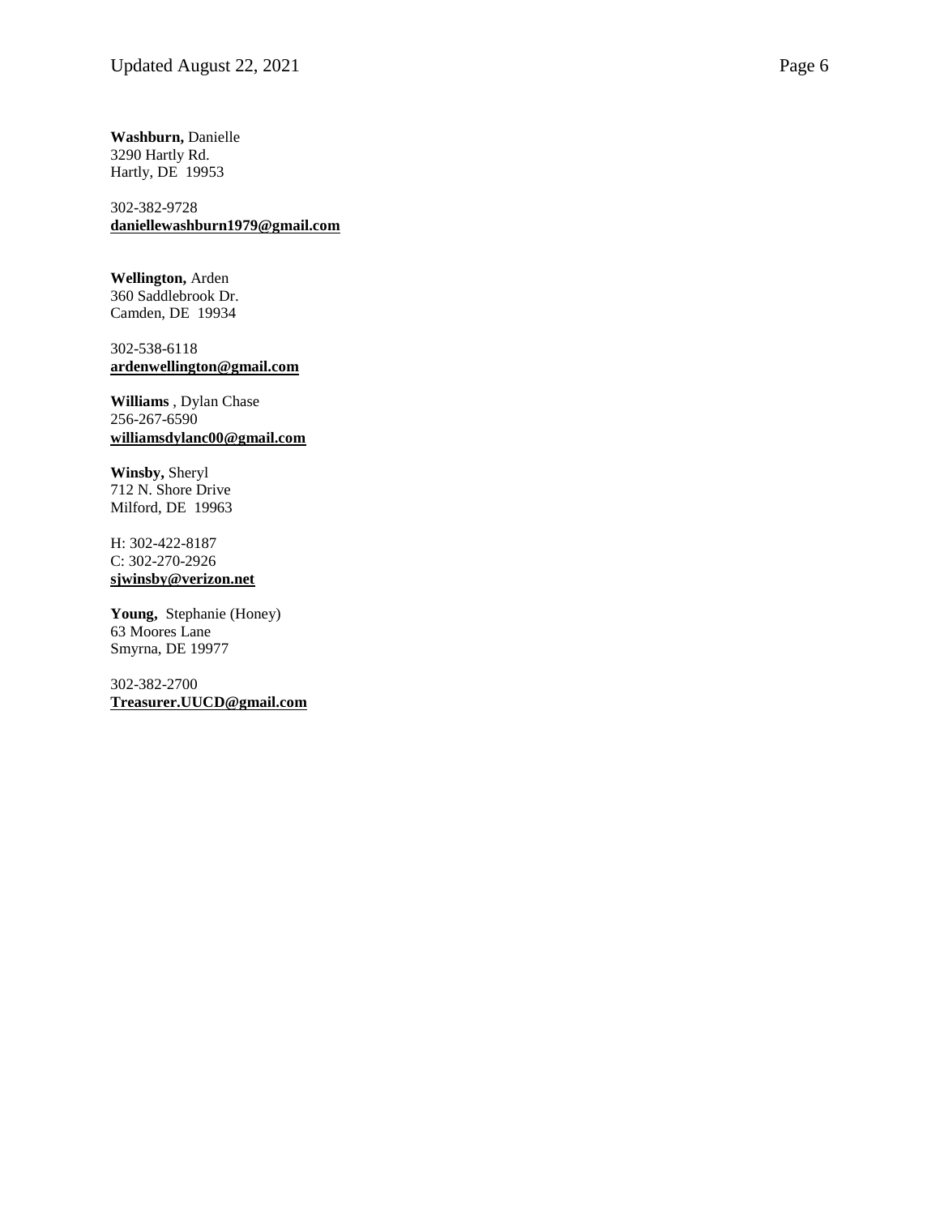**Washburn,** Danielle
3290 Hartly Rd.
Hartly, DE 19953

302-382-9728
**danielle​washburn1979@gmail.com**

**Wellington,** Arden
360 Saddlebrook Dr.
Camden, DE 19934

302-538-6118
**ardenwellington@gmail.com**

**Williams** , Dylan Chase
256-267-6590
**williamsdylanc00@gmail.com**

**Winsby,** Sheryl
712 N. Shore Drive
Milford, DE 19963

H: 302-422-8187
C: 302-270-2926
**sjwinsby@verizon.net**

**Young,** Stephanie (Honey)
63 Moores Lane
Smyrna, DE 19977

302-382-2700
**Treasurer.UUCD@gmail.com**